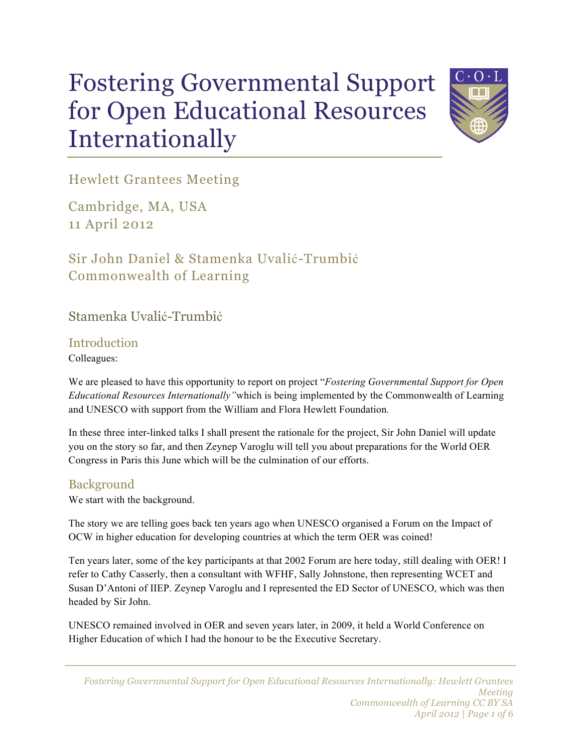# Fostering Governmental Support for Open Educational Resources Internationally

Hewlett Grantees Meeting

Cambridge, MA, USA
11 April 2012

Sir John Daniel & Stamenka Uvalić-Trumbić
Commonwealth of Learning

## Stamenka Uvalić-Trumbić

### Introduction

Colleagues:

We are pleased to have this opportunity to report on project "*Fostering Governmental Support for Open Educational Resources Internationally"* which is being implemented by the Commonwealth of Learning and UNESCO with support from the William and Flora Hewlett Foundation.

In these three inter-linked talks I shall present the rationale for the project, Sir John Daniel will update you on the story so far, and then Zeynep Varoglu will tell you about preparations for the World OER Congress in Paris this June which will be the culmination of our efforts.

### Background

We start with the background.

The story we are telling goes back ten years ago when UNESCO organised a Forum on the Impact of OCW in higher education for developing countries at which the term OER was coined!

Ten years later, some of the key participants at that 2002 Forum are here today, still dealing with OER! I refer to Cathy Casserly, then a consultant with WFHF, Sally Johnstone, then representing WCET and Susan D'Antoni of IIEP. Zeynep Varoglu and I represented the ED Sector of UNESCO, which was then headed by Sir John.

UNESCO remained involved in OER and seven years later, in 2009, it held a World Conference on Higher Education of which I had the honour to be the Executive Secretary.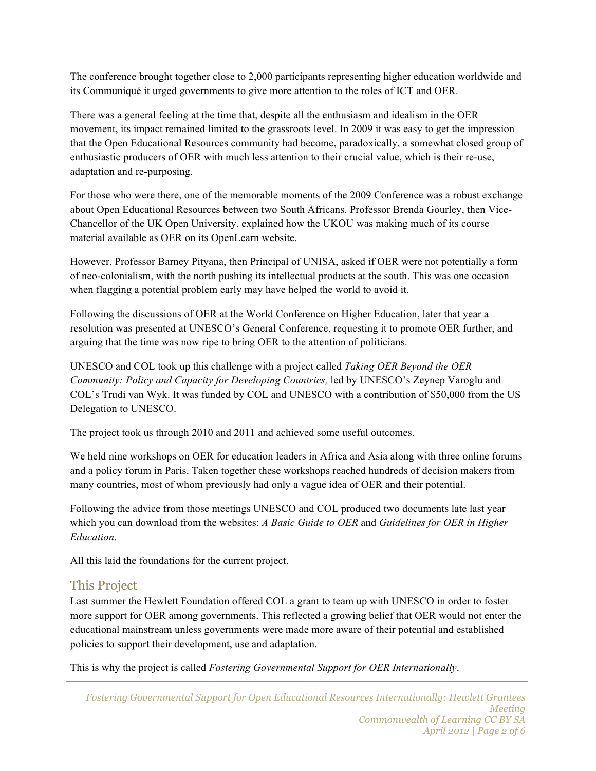The conference brought together close to 2,000 participants representing higher education worldwide and its Communiqué it urged governments to give more attention to the roles of ICT and OER.

There was a general feeling at the time that, despite all the enthusiasm and idealism in the OER movement, its impact remained limited to the grassroots level. In 2009 it was easy to get the impression that the Open Educational Resources community had become, paradoxically, a somewhat closed group of enthusiastic producers of OER with much less attention to their crucial value, which is their re-use, adaptation and re-purposing.

For those who were there, one of the memorable moments of the 2009 Conference was a robust exchange about Open Educational Resources between two South Africans. Professor Brenda Gourley, then Vice-Chancellor of the UK Open University, explained how the UKOU was making much of its course material available as OER on its OpenLearn website.

However, Professor Barney Pityana, then Principal of UNISA, asked if OER were not potentially a form of neo-colonialism, with the north pushing its intellectual products at the south. This was one occasion when flagging a potential problem early may have helped the world to avoid it.

Following the discussions of OER at the World Conference on Higher Education, later that year a resolution was presented at UNESCO's General Conference, requesting it to promote OER further, and arguing that the time was now ripe to bring OER to the attention of politicians.

UNESCO and COL took up this challenge with a project called *Taking OER Beyond the OER Community: Policy and Capacity for Developing Countries,* led by UNESCO's Zeynep Varoglu and COL's Trudi van Wyk. It was funded by COL and UNESCO with a contribution of $50,000 from the US Delegation to UNESCO.

The project took us through 2010 and 2011 and achieved some useful outcomes.

We held nine workshops on OER for education leaders in Africa and Asia along with three online forums and a policy forum in Paris. Taken together these workshops reached hundreds of decision makers from many countries, most of whom previously had only a vague idea of OER and their potential.

Following the advice from those meetings UNESCO and COL produced two documents late last year which you can download from the websites: *A Basic Guide to OER* and *Guidelines for OER in Higher Education*.

All this laid the foundations for the current project.

## This Project

Last summer the Hewlett Foundation offered COL a grant to team up with UNESCO in order to foster more support for OER among governments. This reflected a growing belief that OER would not enter the educational mainstream unless governments were made more aware of their potential and established policies to support their development, use and adaptation.

This is why the project is called *Fostering Governmental Support for OER Internationally*.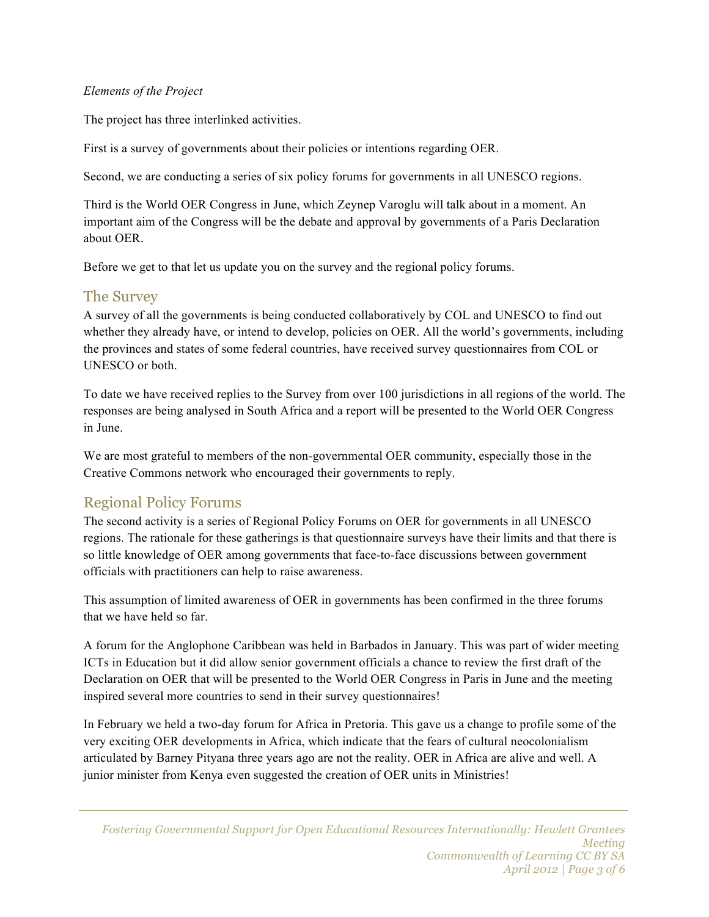*Elements of the Project*

The project has three interlinked activities.

First is a survey of governments about their policies or intentions regarding OER.

Second, we are conducting a series of six policy forums for governments in all UNESCO regions.

Third is the World OER Congress in June, which Zeynep Varoglu will talk about in a moment. An important aim of the Congress will be the debate and approval by governments of a Paris Declaration about OER.

Before we get to that let us update you on the survey and the regional policy forums.

## The Survey

A survey of all the governments is being conducted collaboratively by COL and UNESCO to find out whether they already have, or intend to develop, policies on OER. All the world's governments, including the provinces and states of some federal countries, have received survey questionnaires from COL or UNESCO or both.

To date we have received replies to the Survey from over 100 jurisdictions in all regions of the world. The responses are being analysed in South Africa and a report will be presented to the World OER Congress in June.

We are most grateful to members of the non-governmental OER community, especially those in the Creative Commons network who encouraged their governments to reply.

## Regional Policy Forums

The second activity is a series of Regional Policy Forums on OER for governments in all UNESCO regions. The rationale for these gatherings is that questionnaire surveys have their limits and that there is so little knowledge of OER among governments that face-to-face discussions between government officials with practitioners can help to raise awareness.

This assumption of limited awareness of OER in governments has been confirmed in the three forums that we have held so far.

A forum for the Anglophone Caribbean was held in Barbados in January. This was part of wider meeting ICTs in Education but it did allow senior government officials a chance to review the first draft of the Declaration on OER that will be presented to the World OER Congress in Paris in June and the meeting inspired several more countries to send in their survey questionnaires!

In February we held a two-day forum for Africa in Pretoria. This gave us a change to profile some of the very exciting OER developments in Africa, which indicate that the fears of cultural neocolonialism articulated by Barney Pityana three years ago are not the reality. OER in Africa are alive and well. A junior minister from Kenya even suggested the creation of OER units in Ministries!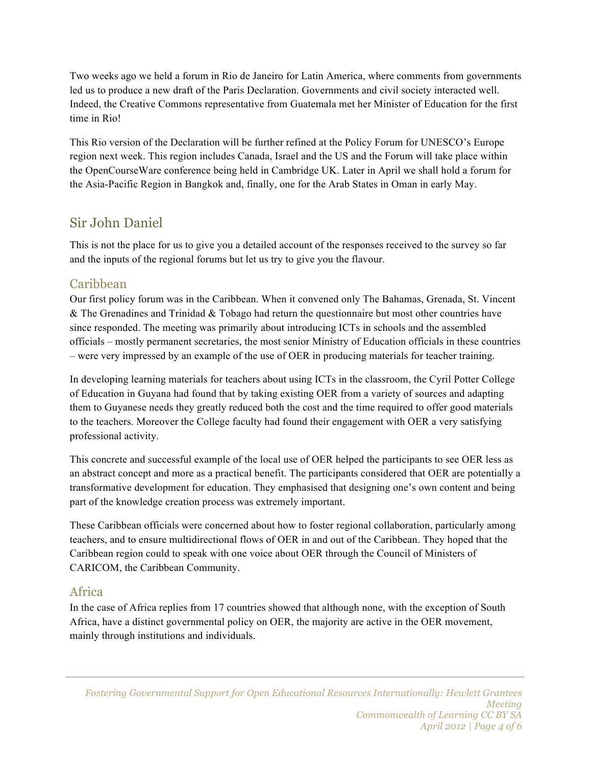Two weeks ago we held a forum in Rio de Janeiro for Latin America, where comments from governments led us to produce a new draft of the Paris Declaration. Governments and civil society interacted well. Indeed, the Creative Commons representative from Guatemala met her Minister of Education for the first time in Rio!

This Rio version of the Declaration will be further refined at the Policy Forum for UNESCO's Europe region next week. This region includes Canada, Israel and the US and the Forum will take place within the OpenCourseWare conference being held in Cambridge UK. Later in April we shall hold a forum for the Asia-Pacific Region in Bangkok and, finally, one for the Arab States in Oman in early May.

## Sir John Daniel

This is not the place for us to give you a detailed account of the responses received to the survey so far and the inputs of the regional forums but let us try to give you the flavour.

### Caribbean

Our first policy forum was in the Caribbean. When it convened only The Bahamas, Grenada, St. Vincent & The Grenadines and Trinidad & Tobago had return the questionnaire but most other countries have since responded. The meeting was primarily about introducing ICTs in schools and the assembled officials – mostly permanent secretaries, the most senior Ministry of Education officials in these countries – were very impressed by an example of the use of OER in producing materials for teacher training.

In developing learning materials for teachers about using ICTs in the classroom, the Cyril Potter College of Education in Guyana had found that by taking existing OER from a variety of sources and adapting them to Guyanese needs they greatly reduced both the cost and the time required to offer good materials to the teachers. Moreover the College faculty had found their engagement with OER a very satisfying professional activity.

This concrete and successful example of the local use of OER helped the participants to see OER less as an abstract concept and more as a practical benefit. The participants considered that OER are potentially a transformative development for education. They emphasised that designing one's own content and being part of the knowledge creation process was extremely important.

These Caribbean officials were concerned about how to foster regional collaboration, particularly among teachers, and to ensure multidirectional flows of OER in and out of the Caribbean. They hoped that the Caribbean region could to speak with one voice about OER through the Council of Ministers of CARICOM, the Caribbean Community.

### Africa

In the case of Africa replies from 17 countries showed that although none, with the exception of South Africa, have a distinct governmental policy on OER, the majority are active in the OER movement, mainly through institutions and individuals.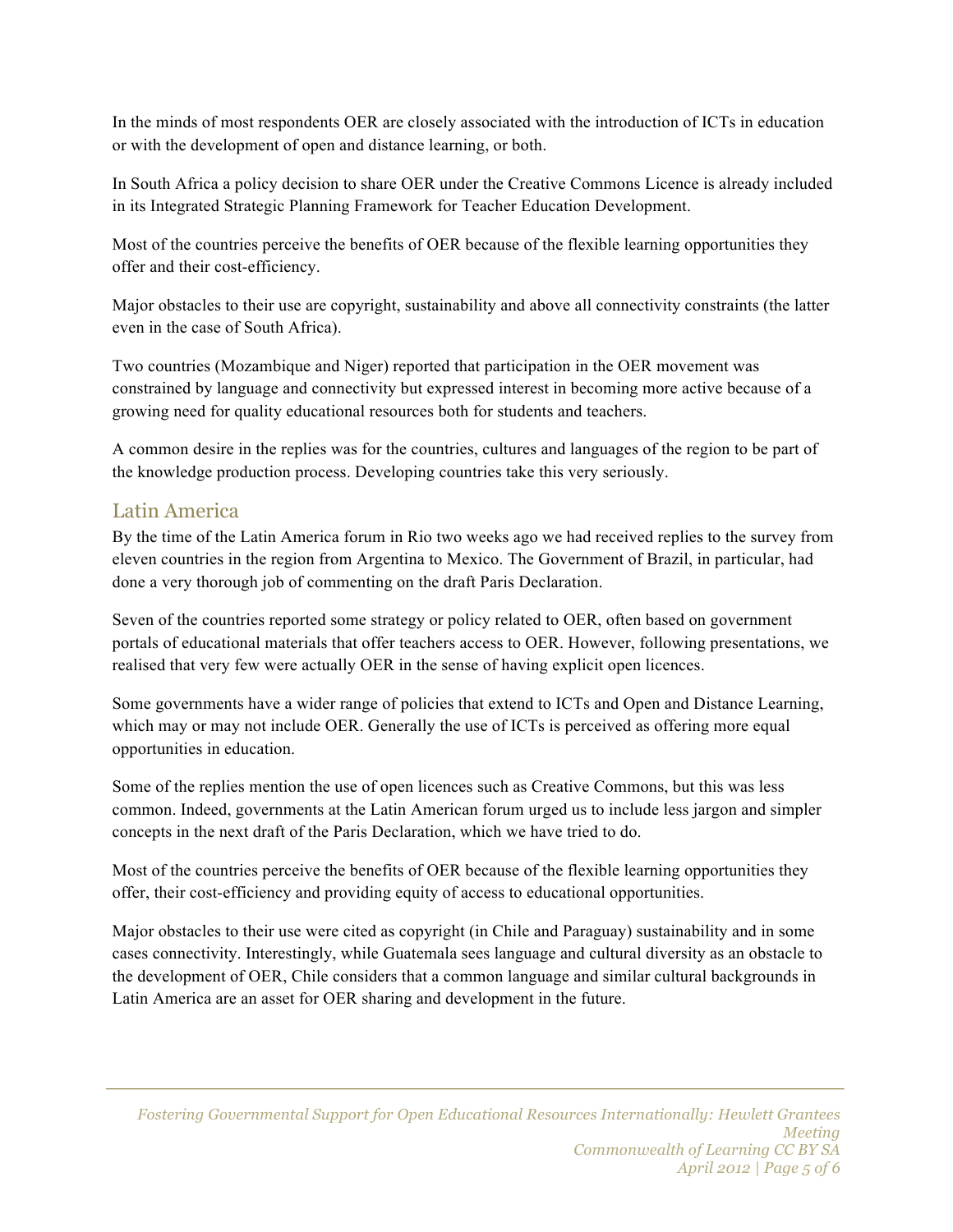In the minds of most respondents OER are closely associated with the introduction of ICTs in education or with the development of open and distance learning, or both.

In South Africa a policy decision to share OER under the Creative Commons Licence is already included in its Integrated Strategic Planning Framework for Teacher Education Development.

Most of the countries perceive the benefits of OER because of the flexible learning opportunities they offer and their cost-efficiency.

Major obstacles to their use are copyright, sustainability and above all connectivity constraints (the latter even in the case of South Africa).

Two countries (Mozambique and Niger) reported that participation in the OER movement was constrained by language and connectivity but expressed interest in becoming more active because of a growing need for quality educational resources both for students and teachers.

A common desire in the replies was for the countries, cultures and languages of the region to be part of the knowledge production process. Developing countries take this very seriously.

## Latin America

By the time of the Latin America forum in Rio two weeks ago we had received replies to the survey from eleven countries in the region from Argentina to Mexico. The Government of Brazil, in particular, had done a very thorough job of commenting on the draft Paris Declaration.

Seven of the countries reported some strategy or policy related to OER, often based on government portals of educational materials that offer teachers access to OER. However, following presentations, we realised that very few were actually OER in the sense of having explicit open licences.

Some governments have a wider range of policies that extend to ICTs and Open and Distance Learning, which may or may not include OER. Generally the use of ICTs is perceived as offering more equal opportunities in education.

Some of the replies mention the use of open licences such as Creative Commons, but this was less common. Indeed, governments at the Latin American forum urged us to include less jargon and simpler concepts in the next draft of the Paris Declaration, which we have tried to do.

Most of the countries perceive the benefits of OER because of the flexible learning opportunities they offer, their cost-efficiency and providing equity of access to educational opportunities.

Major obstacles to their use were cited as copyright (in Chile and Paraguay) sustainability and in some cases connectivity. Interestingly, while Guatemala sees language and cultural diversity as an obstacle to the development of OER, Chile considers that a common language and similar cultural backgrounds in Latin America are an asset for OER sharing and development in the future.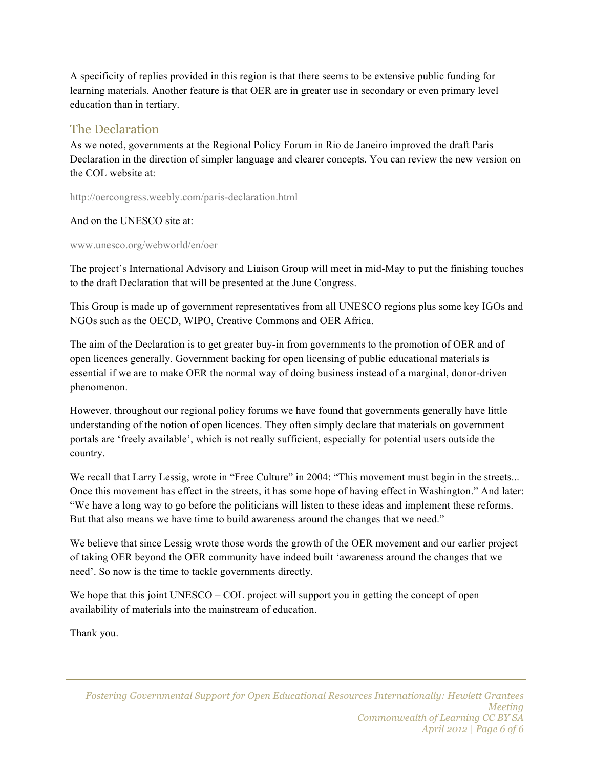A specificity of replies provided in this region is that there seems to be extensive public funding for learning materials. Another feature is that OER are in greater use in secondary or even primary level education than in tertiary.

## The Declaration

As we noted, governments at the Regional Policy Forum in Rio de Janeiro improved the draft Paris Declaration in the direction of simpler language and clearer concepts. You can review the new version on the COL website at:

http://oercongress.weebly.com/paris-declaration.html

And on the UNESCO site at:

www.unesco.org/webworld/en/oer

The project's International Advisory and Liaison Group will meet in mid-May to put the finishing touches to the draft Declaration that will be presented at the June Congress.

This Group is made up of government representatives from all UNESCO regions plus some key IGOs and NGOs such as the OECD, WIPO, Creative Commons and OER Africa.

The aim of the Declaration is to get greater buy-in from governments to the promotion of OER and of open licences generally. Government backing for open licensing of public educational materials is essential if we are to make OER the normal way of doing business instead of a marginal, donor-driven phenomenon.

However, throughout our regional policy forums we have found that governments generally have little understanding of the notion of open licences. They often simply declare that materials on government portals are 'freely available', which is not really sufficient, especially for potential users outside the country.

We recall that Larry Lessig, wrote in "Free Culture" in 2004: "This movement must begin in the streets... Once this movement has effect in the streets, it has some hope of having effect in Washington." And later: "We have a long way to go before the politicians will listen to these ideas and implement these reforms. But that also means we have time to build awareness around the changes that we need."

We believe that since Lessig wrote those words the growth of the OER movement and our earlier project of taking OER beyond the OER community have indeed built 'awareness around the changes that we need'. So now is the time to tackle governments directly.

We hope that this joint UNESCO – COL project will support you in getting the concept of open availability of materials into the mainstream of education.

Thank you.